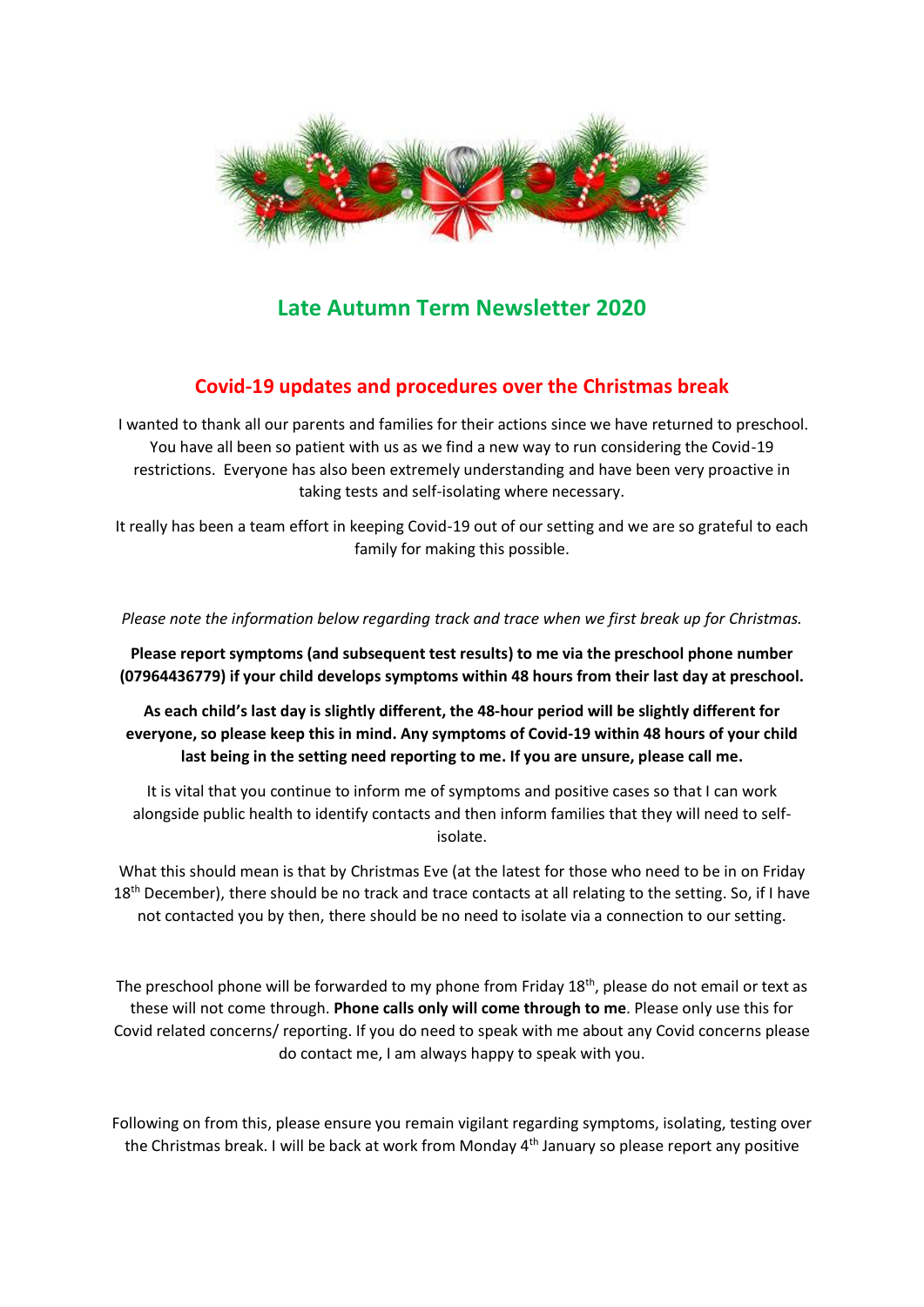# Late Autumn Term Newsletter 2020

## Covid-19 updates and procedures over the Christmas break

I wanted to thank all our parents and families for their actions since we have returned to preschool. You have all been so patient with us as we find a new way to run considering the Covid-19 restrictions. Everyone has also been extremely understanding and have been very proactive in taking tests and self-isolating where necessary.

It really has been a team effort in keeping Covid-19 out of our setting and we are so grateful to each family for making this possible.

*Please note the information below regarding track and trace when we first break up for Christmas.*

**Please report symptoms (and subsequent test results) to me via the preschool phone number (07964436779) if your child develops symptoms within 48 hours from their last day at preschool.**

**As each child's last day is slightly different, the 48-hour period will be slightly different for everyone, so please keep this in mind. Any symptoms of Covid-19 within 48 hours of your child last being in the setting need reporting to me. If you are unsure, please call me.**

It is vital that you continue to inform me of symptoms and positive cases so that I can work alongside public health to identify contacts and then inform families that they will need to self-isolate.

What this should mean is that by Christmas Eve (at the latest for those who need to be in on Friday 18th December), there should be no track and trace contacts at all relating to the setting. So, if I have not contacted you by then, there should be no need to isolate via a connection to our setting.

The preschool phone will be forwarded to my phone from Friday 18th, please do not email or text as these will not come through. **Phone calls only will come through to me**. Please only use this for Covid related concerns/ reporting. If you do need to speak with me about any Covid concerns please do contact me, I am always happy to speak with you.

Following on from this, please ensure you remain vigilant regarding symptoms, isolating, testing over the Christmas break. I will be back at work from Monday 4th January so please report any positive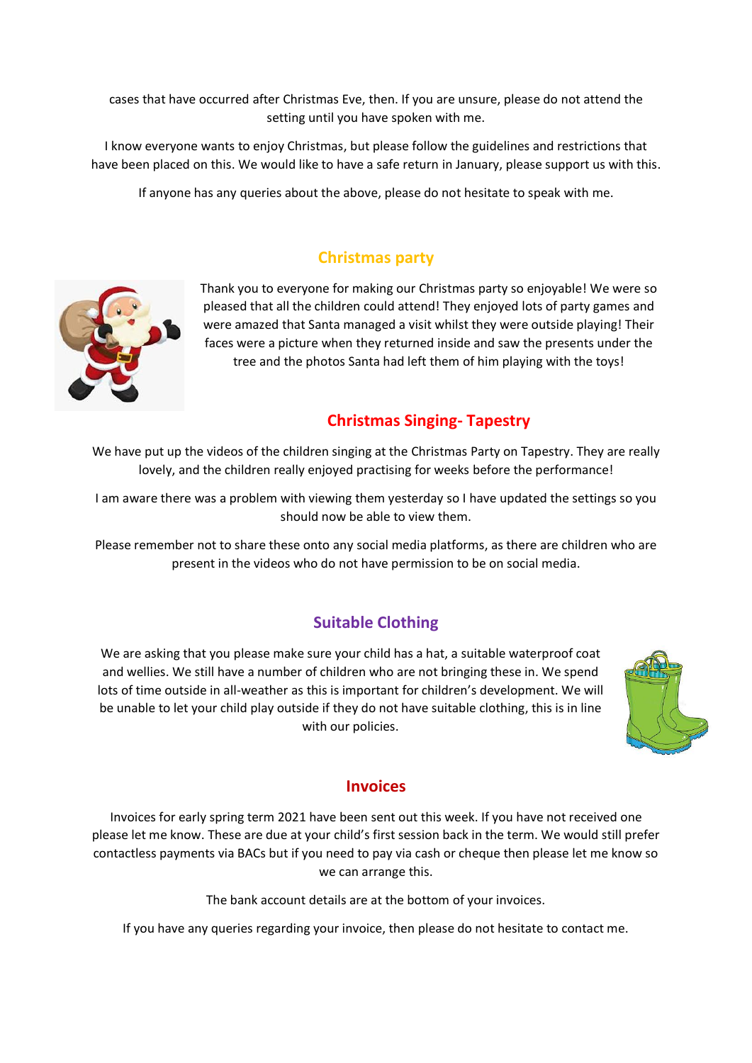cases that have occurred after Christmas Eve, then. If you are unsure, please do not attend the setting until you have spoken with me.

I know everyone wants to enjoy Christmas, but please follow the guidelines and restrictions that have been placed on this. We would like to have a safe return in January, please support us with this.

If anyone has any queries about the above, please do not hesitate to speak with me.

## Christmas party

Thank you to everyone for making our Christmas party so enjoyable! We were so pleased that all the children could attend! They enjoyed lots of party games and were amazed that Santa managed a visit whilst they were outside playing! Their faces were a picture when they returned inside and saw the presents under the tree and the photos Santa had left them of him playing with the toys!

## Christmas Singing- Tapestry

We have put up the videos of the children singing at the Christmas Party on Tapestry. They are really lovely, and the children really enjoyed practising for weeks before the performance!

I am aware there was a problem with viewing them yesterday so I have updated the settings so you should now be able to view them.

Please remember not to share these onto any social media platforms, as there are children who are present in the videos who do not have permission to be on social media.

## Suitable Clothing

We are asking that you please make sure your child has a hat, a suitable waterproof coat and wellies. We still have a number of children who are not bringing these in. We spend lots of time outside in all-weather as this is important for children's development. We will be unable to let your child play outside if they do not have suitable clothing, this is in line with our policies.

## Invoices

Invoices for early spring term 2021 have been sent out this week. If you have not received one please let me know. These are due at your child's first session back in the term. We would still prefer contactless payments via BACs but if you need to pay via cash or cheque then please let me know so we can arrange this.

The bank account details are at the bottom of your invoices.

If you have any queries regarding your invoice, then please do not hesitate to contact me.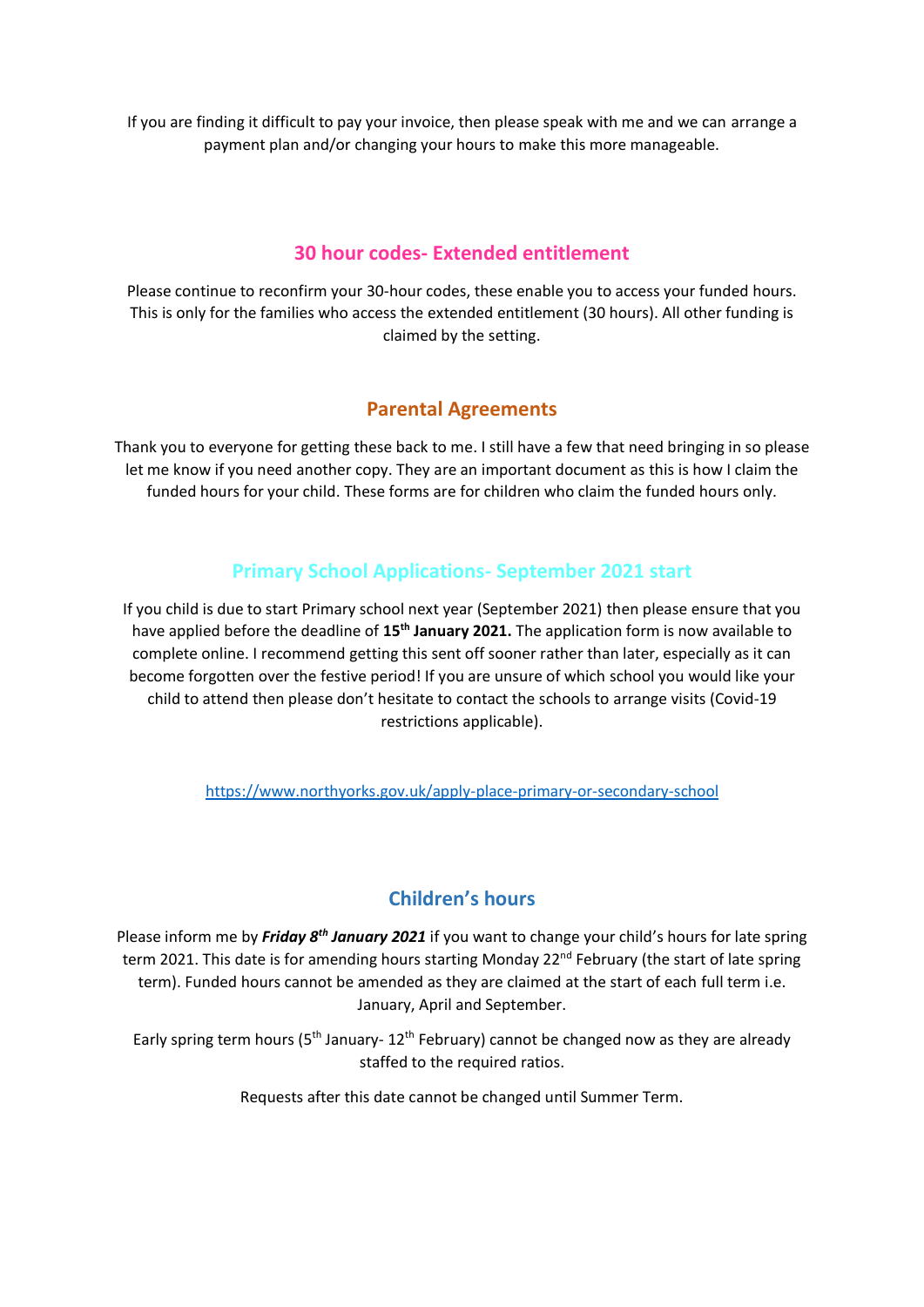If you are finding it difficult to pay your invoice, then please speak with me and we can arrange a payment plan and/or changing your hours to make this more manageable.

## 30 hour codes- Extended entitlement

Please continue to reconfirm your 30-hour codes, these enable you to access your funded hours. This is only for the families who access the extended entitlement (30 hours). All other funding is claimed by the setting.

## Parental Agreements

Thank you to everyone for getting these back to me. I still have a few that need bringing in so please let me know if you need another copy. They are an important document as this is how I claim the funded hours for your child. These forms are for children who claim the funded hours only.

## Primary School Applications- September 2021 start

If you child is due to start Primary school next year (September 2021) then please ensure that you have applied before the deadline of **15th January 2021.** The application form is now available to complete online. I recommend getting this sent off sooner rather than later, especially as it can become forgotten over the festive period! If you are unsure of which school you would like your child to attend then please don't hesitate to contact the schools to arrange visits (Covid-19 restrictions applicable).

https://www.northyorks.gov.uk/apply-place-primary-or-secondary-school

## Children's hours

Please inform me by ***Friday 8th January 2021*** if you want to change your child's hours for late spring term 2021. This date is for amending hours starting Monday 22nd February (the start of late spring term). Funded hours cannot be amended as they are claimed at the start of each full term i.e. January, April and September.

Early spring term hours (5th January- 12th February) cannot be changed now as they are already staffed to the required ratios.

Requests after this date cannot be changed until Summer Term.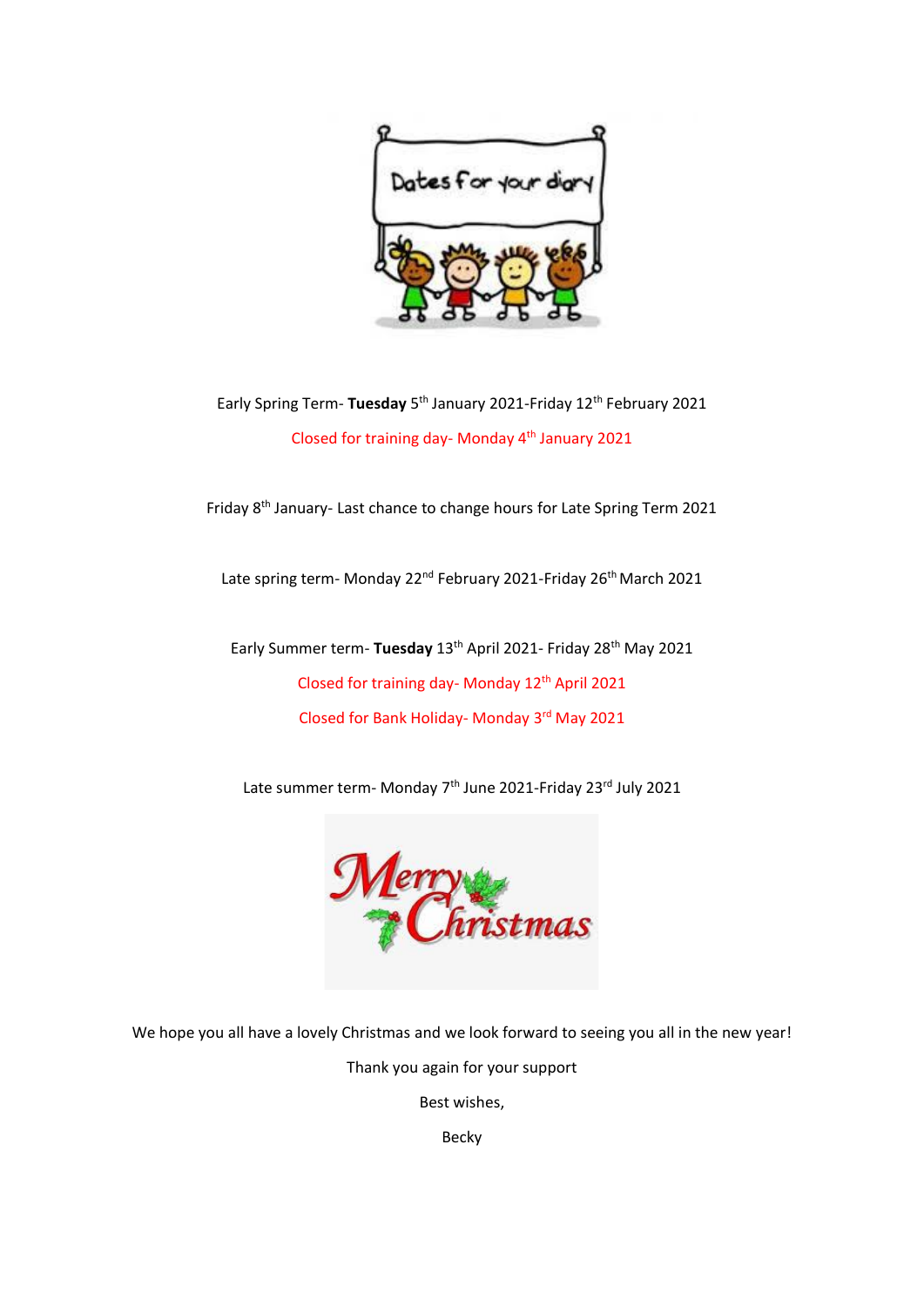Early Spring Term- **Tuesday** 5th January 2021-Friday 12th February 2021

Closed for training day- Monday 4th January 2021

Friday 8th January- Last chance to change hours for Late Spring Term 2021

Late spring term- Monday 22nd February 2021-Friday 26th March 2021

Early Summer term- **Tuesday** 13th April 2021- Friday 28th May 2021

Closed for training day- Monday 12th April 2021

Closed for Bank Holiday- Monday 3rd May 2021

Late summer term- Monday 7th June 2021-Friday 23rd July 2021

We hope you all have a lovely Christmas and we look forward to seeing you all in the new year!

Thank you again for your support

Best wishes,

Becky